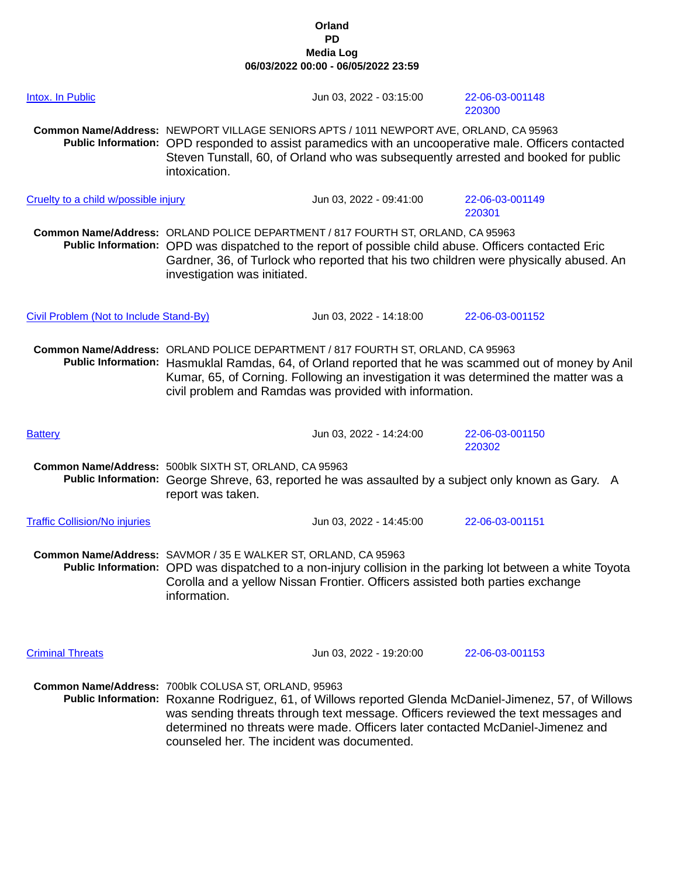**Orland**
**PD**
**Media Log**
**06/03/2022 00:00 - 06/05/2022 23:59**

Intox. In Public | Jun 03, 2022 - 03:15:00 | 22-06-03-001148 220300

**Common Name/Address:** NEWPORT VILLAGE SENIORS APTS / 1011 NEWPORT AVE, ORLAND, CA 95963
**Public Information:** OPD responded to assist paramedics with an uncooperative male. Officers contacted Steven Tunstall, 60, of Orland who was subsequently arrested and booked for public intoxication.

Cruelty to a child w/possible injury | Jun 03, 2022 - 09:41:00 | 22-06-03-001149 220301

**Common Name/Address:** ORLAND POLICE DEPARTMENT / 817 FOURTH ST, ORLAND, CA 95963
**Public Information:** OPD was dispatched to the report of possible child abuse. Officers contacted Eric Gardner, 36, of Turlock who reported that his two children were physically abused. An investigation was initiated.

Civil Problem (Not to Include Stand-By) | Jun 03, 2022 - 14:18:00 | 22-06-03-001152

**Common Name/Address:** ORLAND POLICE DEPARTMENT / 817 FOURTH ST, ORLAND, CA 95963
**Public Information:** Hasmuklal Ramdas, 64, of Orland reported that he was scammed out of money by Anil Kumar, 65, of Corning. Following an investigation it was determined the matter was a civil problem and Ramdas was provided with information.

Battery | Jun 03, 2022 - 14:24:00 | 22-06-03-001150 220302

**Common Name/Address:** 500blk SIXTH ST, ORLAND, CA 95963
**Public Information:** George Shreve, 63, reported he was assaulted by a subject only known as Gary. A report was taken.

Traffic Collision/No injuries | Jun 03, 2022 - 14:45:00 | 22-06-03-001151

**Common Name/Address:** SAVMOR / 35 E WALKER ST, ORLAND, CA 95963
**Public Information:** OPD was dispatched to a non-injury collision in the parking lot between a white Toyota Corolla and a yellow Nissan Frontier. Officers assisted both parties exchange information.

Criminal Threats | Jun 03, 2022 - 19:20:00 | 22-06-03-001153

**Common Name/Address:** 700blk COLUSA ST, ORLAND, 95963
**Public Information:** Roxanne Rodriguez, 61, of Willows reported Glenda McDaniel-Jimenez, 57, of Willows was sending threats through text message. Officers reviewed the text messages and determined no threats were made. Officers later contacted McDaniel-Jimenez and counseled her. The incident was documented.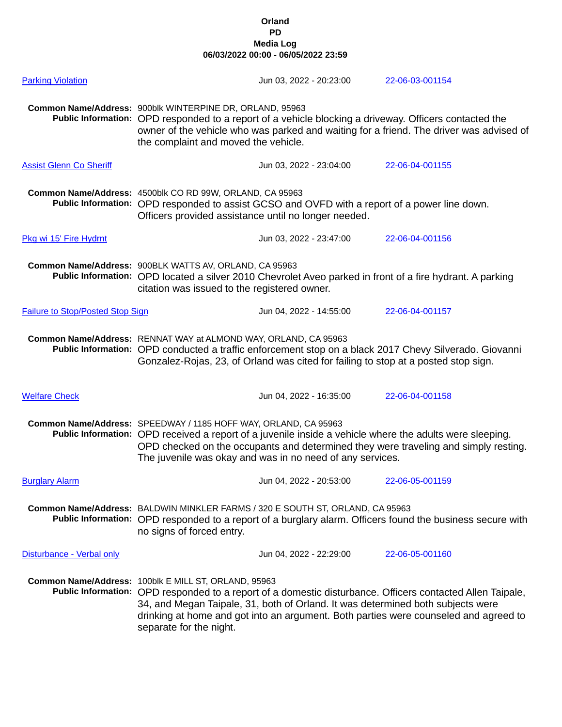**Orland**
**PD**
**Media Log**
**06/03/2022 00:00 - 06/05/2022 23:59**

[Parking Violation] Jun 03, 2022 - 20:23:00 22-06-03-001154

**Common Name/Address:** 900blk WINTERPINE DR, ORLAND, 95963
**Public Information:** OPD responded to a report of a vehicle blocking a driveway. Officers contacted the owner of the vehicle who was parked and waiting for a friend. The driver was advised of the complaint and moved the vehicle.

[Assist Glenn Co Sheriff] Jun 03, 2022 - 23:04:00 22-06-04-001155

**Common Name/Address:** 4500blk CO RD 99W, ORLAND, CA 95963
**Public Information:** OPD responded to assist GCSO and OVFD with a report of a power line down. Officers provided assistance until no longer needed.

[Pkg wi 15' Fire Hydrnt] Jun 03, 2022 - 23:47:00 22-06-04-001156

**Common Name/Address:** 900BLK WATTS AV, ORLAND, CA 95963
**Public Information:** OPD located a silver 2010 Chevrolet Aveo parked in front of a fire hydrant. A parking citation was issued to the registered owner.

[Failure to Stop/Posted Stop Sign] Jun 04, 2022 - 14:55:00 22-06-04-001157

**Common Name/Address:** RENNAT WAY at ALMOND WAY, ORLAND, CA 95963
**Public Information:** OPD conducted a traffic enforcement stop on a black 2017 Chevy Silverado. Giovanni Gonzalez-Rojas, 23, of Orland was cited for failing to stop at a posted stop sign.

[Welfare Check] Jun 04, 2022 - 16:35:00 22-06-04-001158

**Common Name/Address:** SPEEDWAY / 1185 HOFF WAY, ORLAND, CA 95963
**Public Information:** OPD received a report of a juvenile inside a vehicle where the adults were sleeping. OPD checked on the occupants and determined they were traveling and simply resting. The juvenile was okay and was in no need of any services.

[Burglary Alarm] Jun 04, 2022 - 20:53:00 22-06-05-001159

**Common Name/Address:** BALDWIN MINKLER FARMS / 320 E SOUTH ST, ORLAND, CA 95963
**Public Information:** OPD responded to a report of a burglary alarm. Officers found the business secure with no signs of forced entry.

[Disturbance - Verbal only] Jun 04, 2022 - 22:29:00 22-06-05-001160

**Common Name/Address:** 100blk E MILL ST, ORLAND, 95963
**Public Information:** OPD responded to a report of a domestic disturbance. Officers contacted Allen Taipale, 34, and Megan Taipale, 31, both of Orland. It was determined both subjects were drinking at home and got into an argument. Both parties were counseled and agreed to separate for the night.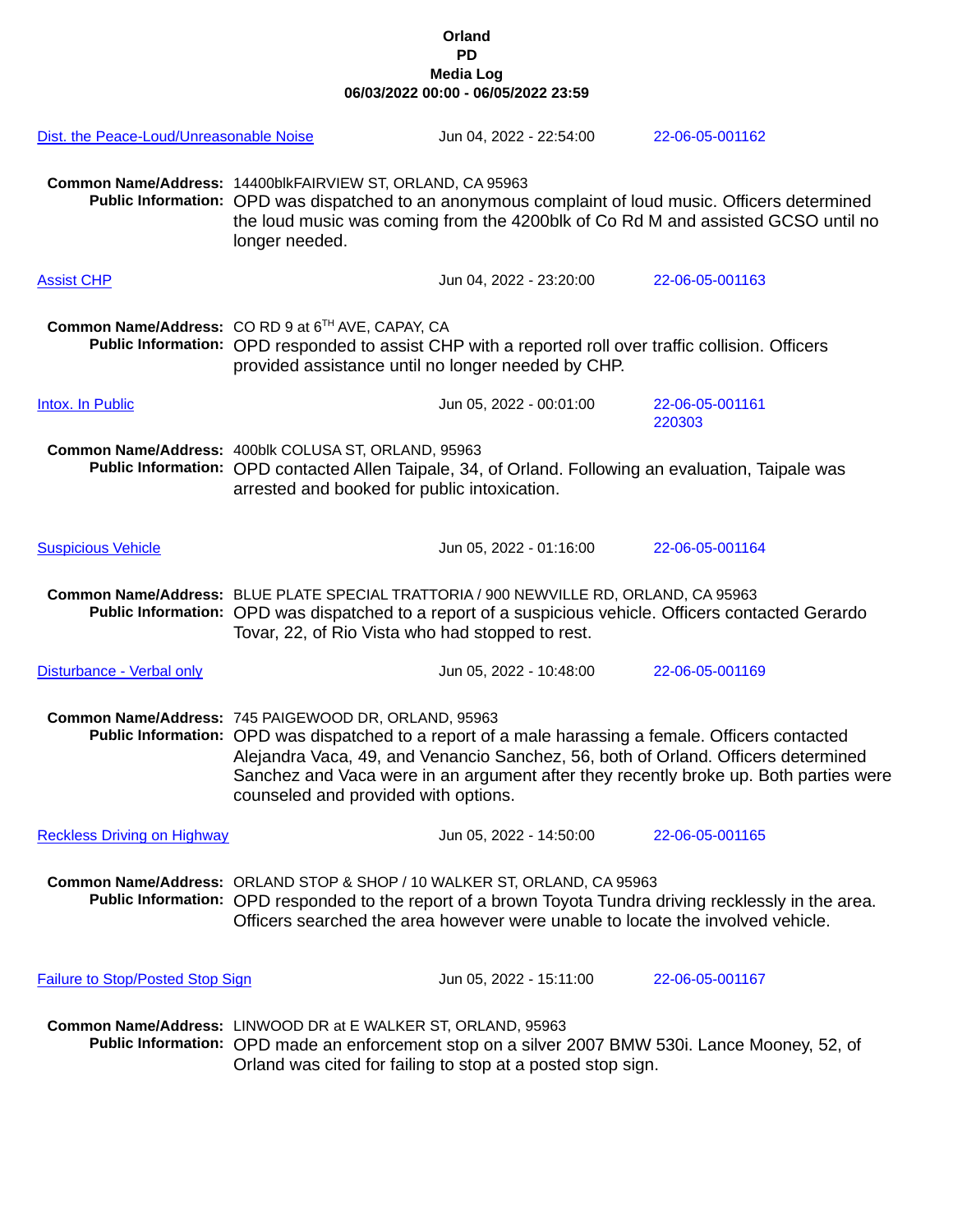**Orland**
**PD**
**Media Log**
**06/03/2022 00:00 - 06/05/2022 23:59**

Dist. the Peace-Loud/Unreasonable Noise | Jun 04, 2022 - 22:54:00 | 22-06-05-001162

**Common Name/Address:** 14400blkFAIRVIEW ST, ORLAND, CA 95963
**Public Information:** OPD was dispatched to an anonymous complaint of loud music. Officers determined the loud music was coming from the 4200blk of Co Rd M and assisted GCSO until no longer needed.

Assist CHP | Jun 04, 2022 - 23:20:00 | 22-06-05-001163

**Common Name/Address:** CO RD 9 at 6TH AVE, CAPAY, CA
**Public Information:** OPD responded to assist CHP with a reported roll over traffic collision. Officers provided assistance until no longer needed by CHP.

Intox. In Public | Jun 05, 2022 - 00:01:00 | 22-06-05-001161 220303

**Common Name/Address:** 400blk COLUSA ST, ORLAND, 95963
**Public Information:** OPD contacted Allen Taipale, 34, of Orland. Following an evaluation, Taipale was arrested and booked for public intoxication.

Suspicious Vehicle | Jun 05, 2022 - 01:16:00 | 22-06-05-001164

**Common Name/Address:** BLUE PLATE SPECIAL TRATTORIA / 900 NEWVILLE RD, ORLAND, CA 95963
**Public Information:** OPD was dispatched to a report of a suspicious vehicle. Officers contacted Gerardo Tovar, 22, of Rio Vista who had stopped to rest.

Disturbance - Verbal only | Jun 05, 2022 - 10:48:00 | 22-06-05-001169

**Common Name/Address:** 745 PAIGEWOOD DR, ORLAND, 95963
**Public Information:** OPD was dispatched to a report of a male harassing a female. Officers contacted Alejandra Vaca, 49, and Venancio Sanchez, 56, both of Orland. Officers determined Sanchez and Vaca were in an argument after they recently broke up. Both parties were counseled and provided with options.

Reckless Driving on Highway | Jun 05, 2022 - 14:50:00 | 22-06-05-001165

**Common Name/Address:** ORLAND STOP & SHOP / 10 WALKER ST, ORLAND, CA 95963
**Public Information:** OPD responded to the report of a brown Toyota Tundra driving recklessly in the area. Officers searched the area however were unable to locate the involved vehicle.

Failure to Stop/Posted Stop Sign | Jun 05, 2022 - 15:11:00 | 22-06-05-001167

**Common Name/Address:** LINWOOD DR at E WALKER ST, ORLAND, 95963
**Public Information:** OPD made an enforcement stop on a silver 2007 BMW 530i. Lance Mooney, 52, of Orland was cited for failing to stop at a posted stop sign.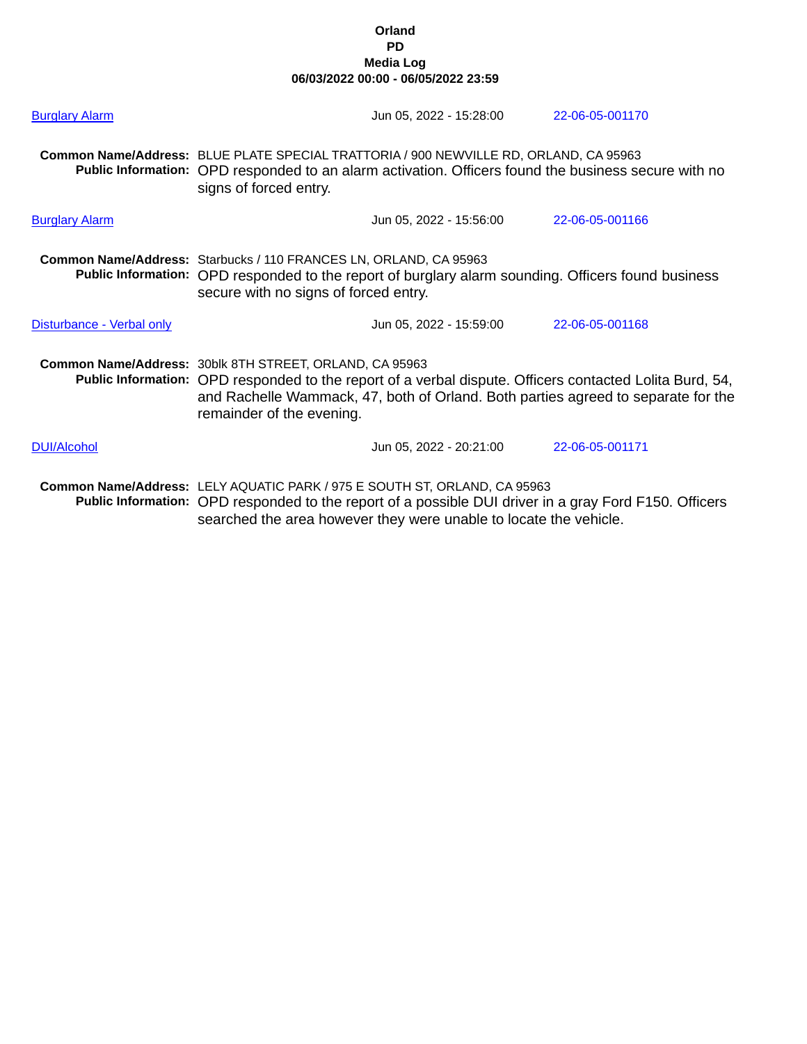**Orland**
**PD**
**Media Log**
**06/03/2022 00:00 - 06/05/2022 23:59**

[Burglary Alarm](#) Jun 05, 2022 - 15:28:00 [22-06-05-001170](#)

**Common Name/Address:** BLUE PLATE SPECIAL TRATTORIA / 900 NEWVILLE RD, ORLAND, CA 95963
**Public Information:** OPD responded to an alarm activation. Officers found the business secure with no signs of forced entry.

[Burglary Alarm](#) Jun 05, 2022 - 15:56:00 [22-06-05-001166](#)

**Common Name/Address:** Starbucks / 110 FRANCES LN, ORLAND, CA 95963
**Public Information:** OPD responded to the report of burglary alarm sounding. Officers found business secure with no signs of forced entry.

[Disturbance - Verbal only](#) Jun 05, 2022 - 15:59:00 [22-06-05-001168](#)

**Common Name/Address:** 30blk 8TH STREET, ORLAND, CA 95963
**Public Information:** OPD responded to the report of a verbal dispute. Officers contacted Lolita Burd, 54, and Rachelle Wammack, 47, both of Orland. Both parties agreed to separate for the remainder of the evening.

[DUI/Alcohol](#) Jun 05, 2022 - 20:21:00 [22-06-05-001171](#)

**Common Name/Address:** LELY AQUATIC PARK / 975 E SOUTH ST, ORLAND, CA 95963
**Public Information:** OPD responded to the report of a possible DUI driver in a gray Ford F150. Officers searched the area however they were unable to locate the vehicle.